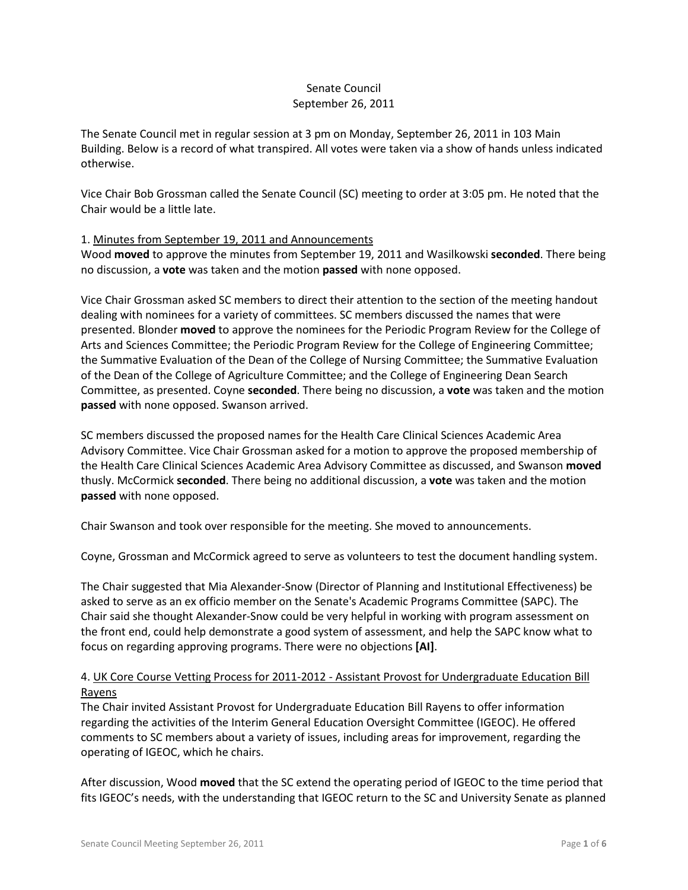Senate Council
September 26, 2011

The Senate Council met in regular session at 3 pm on Monday, September 26, 2011 in 103 Main Building. Below is a record of what transpired. All votes were taken via a show of hands unless indicated otherwise.

Vice Chair Bob Grossman called the Senate Council (SC) meeting to order at 3:05 pm. He noted that the Chair would be a little late.

1. Minutes from September 19, 2011 and Announcements

Wood **moved** to approve the minutes from September 19, 2011 and Wasilkowski **seconded**. There being no discussion, a **vote** was taken and the motion **passed** with none opposed.

Vice Chair Grossman asked SC members to direct their attention to the section of the meeting handout dealing with nominees for a variety of committees. SC members discussed the names that were presented. Blonder **moved** to approve the nominees for the Periodic Program Review for the College of Arts and Sciences Committee; the Periodic Program Review for the College of Engineering Committee; the Summative Evaluation of the Dean of the College of Nursing Committee; the Summative Evaluation of the Dean of the College of Agriculture Committee; and the College of Engineering Dean Search Committee, as presented. Coyne **seconded**. There being no discussion, a **vote** was taken and the motion **passed** with none opposed. Swanson arrived.

SC members discussed the proposed names for the Health Care Clinical Sciences Academic Area Advisory Committee. Vice Chair Grossman asked for a motion to approve the proposed membership of the Health Care Clinical Sciences Academic Area Advisory Committee as discussed, and Swanson **moved** thusly. McCormick **seconded**. There being no additional discussion, a **vote** was taken and the motion **passed** with none opposed.

Chair Swanson and took over responsible for the meeting. She moved to announcements.

Coyne, Grossman and McCormick agreed to serve as volunteers to test the document handling system.

The Chair suggested that Mia Alexander-Snow (Director of Planning and Institutional Effectiveness) be asked to serve as an ex officio member on the Senate's Academic Programs Committee (SAPC). The Chair said she thought Alexander-Snow could be very helpful in working with program assessment on the front end, could help demonstrate a good system of assessment, and help the SAPC know what to focus on regarding approving programs. There were no objections **[AI]**.

4. UK Core Course Vetting Process for 2011-2012 - Assistant Provost for Undergraduate Education Bill Rayens

The Chair invited Assistant Provost for Undergraduate Education Bill Rayens to offer information regarding the activities of the Interim General Education Oversight Committee (IGEOC). He offered comments to SC members about a variety of issues, including areas for improvement, regarding the operating of IGEOC, which he chairs.

After discussion, Wood **moved** that the SC extend the operating period of IGEOC to the time period that fits IGEOC's needs, with the understanding that IGEOC return to the SC and University Senate as planned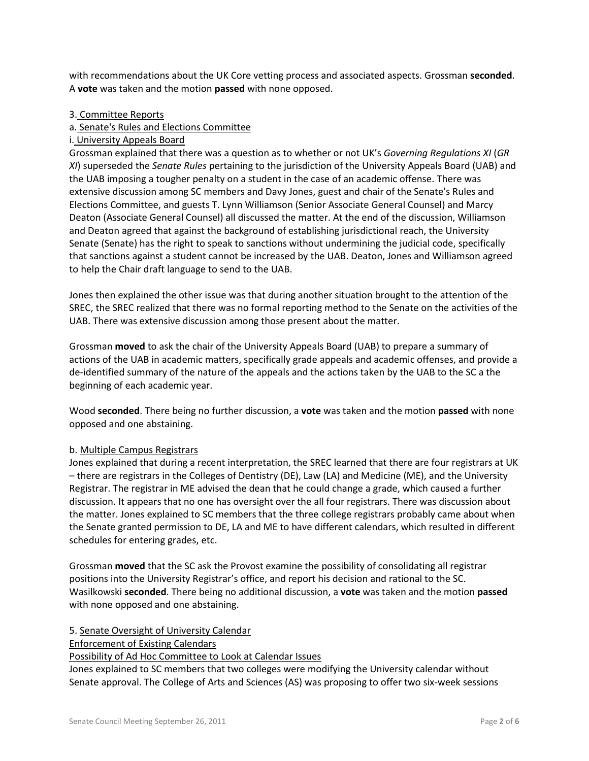with recommendations about the UK Core vetting process and associated aspects. Grossman **seconded**. A **vote** was taken and the motion **passed** with none opposed.

3. Committee Reports

a. Senate's Rules and Elections Committee

i. University Appeals Board

Grossman explained that there was a question as to whether or not UK's *Governing Regulations XI* (*GR XI*) superseded the *Senate Rules* pertaining to the jurisdiction of the University Appeals Board (UAB) and the UAB imposing a tougher penalty on a student in the case of an academic offense. There was extensive discussion among SC members and Davy Jones, guest and chair of the Senate's Rules and Elections Committee, and guests T. Lynn Williamson (Senior Associate General Counsel) and Marcy Deaton (Associate General Counsel) all discussed the matter. At the end of the discussion, Williamson and Deaton agreed that against the background of establishing jurisdictional reach, the University Senate (Senate) has the right to speak to sanctions without undermining the judicial code, specifically that sanctions against a student cannot be increased by the UAB. Deaton, Jones and Williamson agreed to help the Chair draft language to send to the UAB.

Jones then explained the other issue was that during another situation brought to the attention of the SREC, the SREC realized that there was no formal reporting method to the Senate on the activities of the UAB. There was extensive discussion among those present about the matter.

Grossman **moved** to ask the chair of the University Appeals Board (UAB) to prepare a summary of actions of the UAB in academic matters, specifically grade appeals and academic offenses, and provide a de-identified summary of the nature of the appeals and the actions taken by the UAB to the SC a the beginning of each academic year.

Wood **seconded**. There being no further discussion, a **vote** was taken and the motion **passed** with none opposed and one abstaining.

b. Multiple Campus Registrars

Jones explained that during a recent interpretation, the SREC learned that there are four registrars at UK – there are registrars in the Colleges of Dentistry (DE), Law (LA) and Medicine (ME), and the University Registrar. The registrar in ME advised the dean that he could change a grade, which caused a further discussion. It appears that no one has oversight over the all four registrars. There was discussion about the matter. Jones explained to SC members that the three college registrars probably came about when the Senate granted permission to DE, LA and ME to have different calendars, which resulted in different schedules for entering grades, etc.

Grossman **moved** that the SC ask the Provost examine the possibility of consolidating all registrar positions into the University Registrar's office, and report his decision and rational to the SC. Wasilkowski **seconded**. There being no additional discussion, a **vote** was taken and the motion **passed** with none opposed and one abstaining.

5. Senate Oversight of University Calendar

Enforcement of Existing Calendars

Possibility of Ad Hoc Committee to Look at Calendar Issues

Jones explained to SC members that two colleges were modifying the University calendar without Senate approval. The College of Arts and Sciences (AS) was proposing to offer two six-week sessions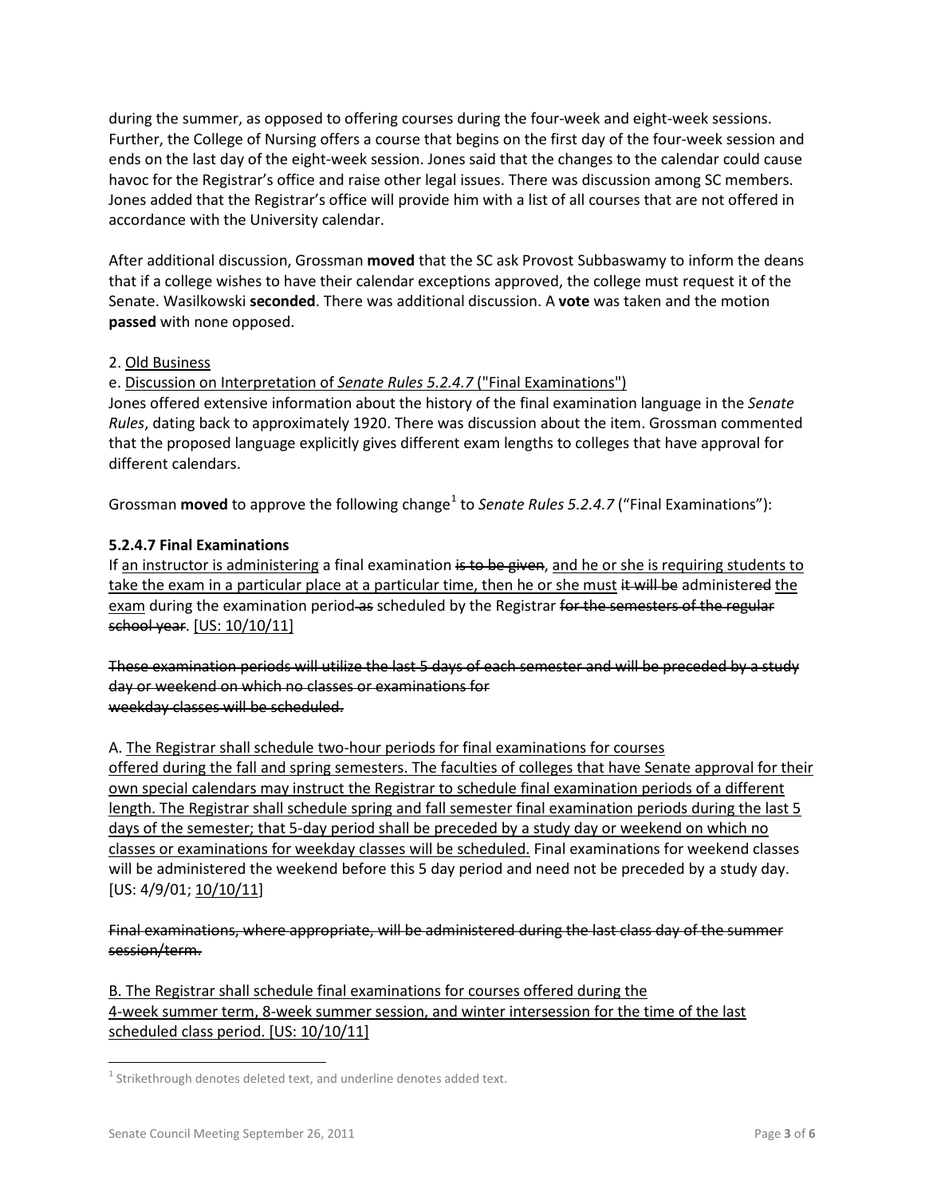during the summer, as opposed to offering courses during the four-week and eight-week sessions. Further, the College of Nursing offers a course that begins on the first day of the four-week session and ends on the last day of the eight-week session. Jones said that the changes to the calendar could cause havoc for the Registrar's office and raise other legal issues. There was discussion among SC members. Jones added that the Registrar's office will provide him with a list of all courses that are not offered in accordance with the University calendar.

After additional discussion, Grossman **moved** that the SC ask Provost Subbaswamy to inform the deans that if a college wishes to have their calendar exceptions approved, the college must request it of the Senate. Wasilkowski **seconded**. There was additional discussion. A **vote** was taken and the motion **passed** with none opposed.

2. <u>Old Business</u>

e. <u>Discussion on Interpretation of *Senate Rules 5.2.4.7* ("Final Examinations")</u>

Jones offered extensive information about the history of the final examination language in the *Senate Rules*, dating back to approximately 1920. There was discussion about the item. Grossman commented that the proposed language explicitly gives different exam lengths to colleges that have approval for different calendars.

Grossman **moved** to approve the following change[1] to *Senate Rules 5.2.4.7* ("Final Examinations"):

**5.2.4.7 Final Examinations**

If <u>an instructor is administering</u> a final examination ~~is to be given~~, <u>and he or she is requiring students to take the exam in a particular place at a particular time, then he or she must</u> ~~it will be~~ administer~~ed~~ <u>the exam</u> during the examination period ~~as~~ scheduled by the Registrar ~~for the semesters of the regular school year~~. <u>[US: 10/10/11]</u>

~~These examination periods will utilize the last 5 days of each semester and will be preceded by a study day or weekend on which no classes or examinations for weekday classes will be scheduled.~~

A. <u>The Registrar shall schedule two-hour periods for final examinations for courses offered during the fall and spring semesters. The faculties of colleges that have Senate approval for their own special calendars may instruct the Registrar to schedule final examination periods of a different length. The Registrar shall schedule spring and fall semester final examination periods during the last 5 days of the semester; that 5-day period shall be preceded by a study day or weekend on which no classes or examinations for weekday classes will be scheduled.</u> Final examinations for weekend classes will be administered the weekend before this 5 day period and need not be preceded by a study day. [US: 4/9/01; <u>10/10/11</u>]

~~Final examinations, where appropriate, will be administered during the last class day of the summer session/term.~~

<u>B. The Registrar shall schedule final examinations for courses offered during the 4-week summer term, 8-week summer session, and winter intersession for the time of the last scheduled class period. [US: 10/10/11]</u>

---

[1] Strikethrough denotes deleted text, and underline denotes added text.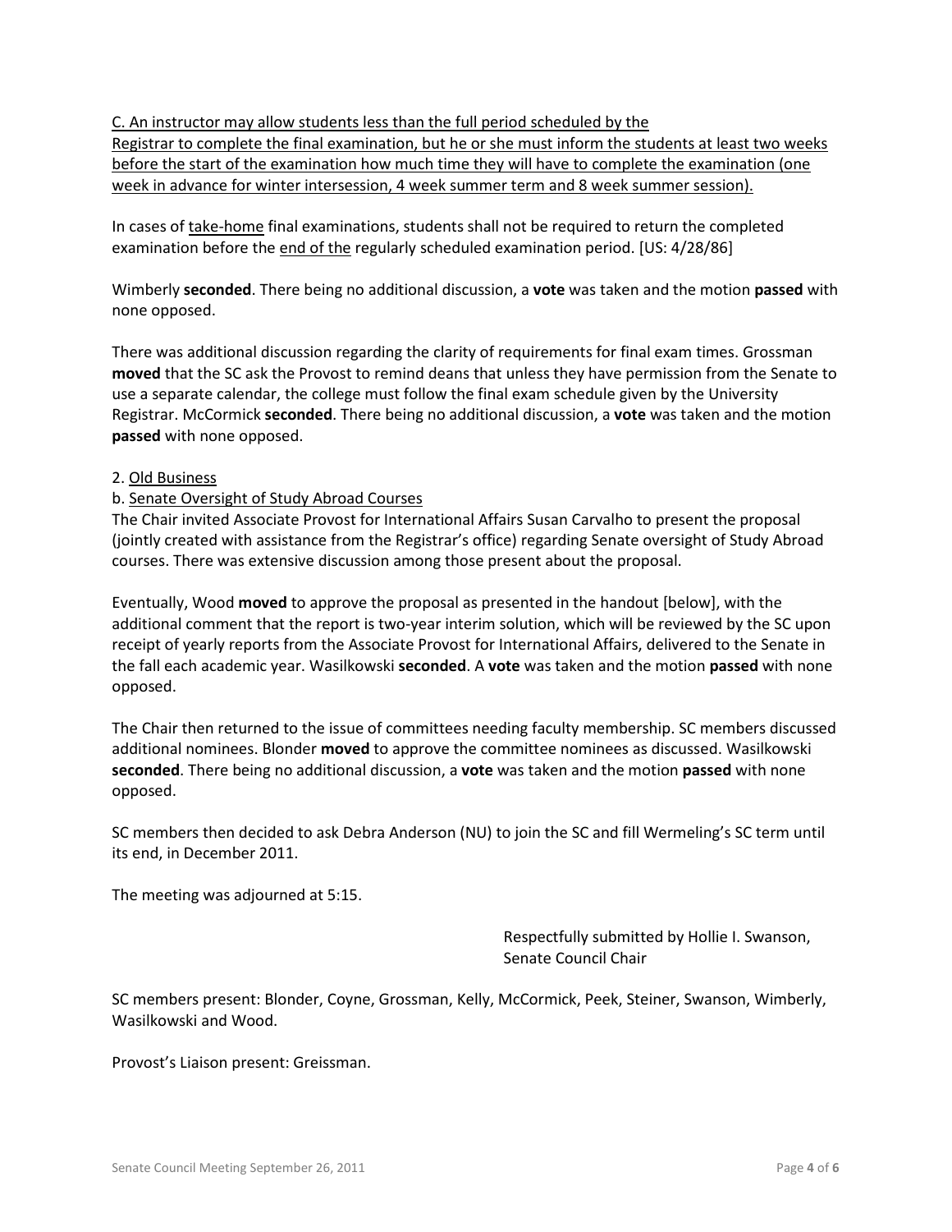<u>C. An instructor may allow students less than the full period scheduled by the Registrar to complete the final examination, but he or she must inform the students at least two weeks before the start of the examination how much time they will have to complete the examination (one week in advance for winter intersession, 4 week summer term and 8 week summer session).</u>

In cases of <u>take-home</u> final examinations, students shall not be required to return the completed examination before the <u>end of the</u> regularly scheduled examination period. [US: 4/28/86]

Wimberly **seconded**. There being no additional discussion, a **vote** was taken and the motion **passed** with none opposed.

There was additional discussion regarding the clarity of requirements for final exam times. Grossman **moved** that the SC ask the Provost to remind deans that unless they have permission from the Senate to use a separate calendar, the college must follow the final exam schedule given by the University Registrar. McCormick **seconded**. There being no additional discussion, a **vote** was taken and the motion **passed** with none opposed.

2. <u>Old Business</u>

b. <u>Senate Oversight of Study Abroad Courses</u>

The Chair invited Associate Provost for International Affairs Susan Carvalho to present the proposal (jointly created with assistance from the Registrar's office) regarding Senate oversight of Study Abroad courses. There was extensive discussion among those present about the proposal.

Eventually, Wood **moved** to approve the proposal as presented in the handout [below], with the additional comment that the report is two-year interim solution, which will be reviewed by the SC upon receipt of yearly reports from the Associate Provost for International Affairs, delivered to the Senate in the fall each academic year. Wasilkowski **seconded**. A **vote** was taken and the motion **passed** with none opposed.

The Chair then returned to the issue of committees needing faculty membership. SC members discussed additional nominees. Blonder **moved** to approve the committee nominees as discussed. Wasilkowski **seconded**. There being no additional discussion, a **vote** was taken and the motion **passed** with none opposed.

SC members then decided to ask Debra Anderson (NU) to join the SC and fill Wermeling's SC term until its end, in December 2011.

The meeting was adjourned at 5:15.

Respectfully submitted by Hollie I. Swanson,
Senate Council Chair

SC members present: Blonder, Coyne, Grossman, Kelly, McCormick, Peek, Steiner, Swanson, Wimberly, Wasilkowski and Wood.

Provost's Liaison present: Greissman.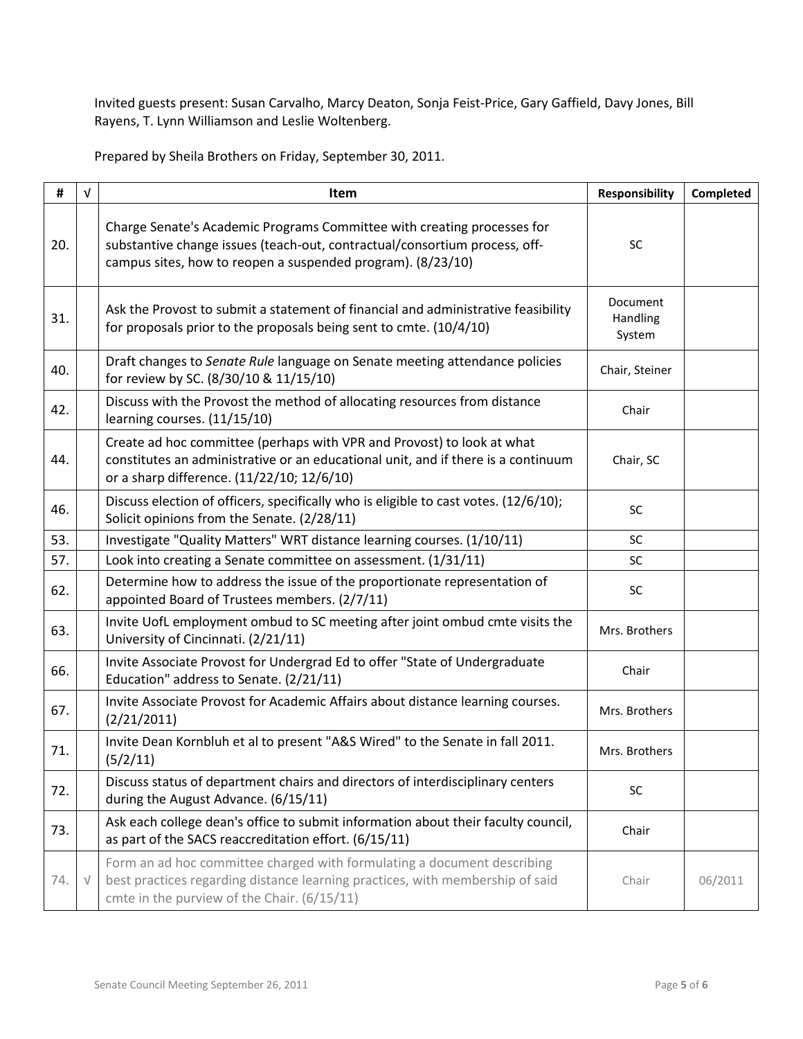Invited guests present: Susan Carvalho, Marcy Deaton, Sonja Feist-Price, Gary Gaffield, Davy Jones, Bill Rayens, T. Lynn Williamson and Leslie Woltenberg.

Prepared by Sheila Brothers on Friday, September 30, 2011.

| # | √ | Item | Responsibility | Completed |
|---|---|---|---|---|
| 20. | | Charge Senate's Academic Programs Committee with creating processes for substantive change issues (teach-out, contractual/consortium process, off-campus sites, how to reopen a suspended program). (8/23/10) | SC | |
| 31. | | Ask the Provost to submit a statement of financial and administrative feasibility for proposals prior to the proposals being sent to cmte. (10/4/10) | Document Handling System | |
| 40. | | Draft changes to *Senate Rule* language on Senate meeting attendance policies for review by SC. (8/30/10 & 11/15/10) | Chair, Steiner | |
| 42. | | Discuss with the Provost the method of allocating resources from distance learning courses. (11/15/10) | Chair | |
| 44. | | Create ad hoc committee (perhaps with VPR and Provost) to look at what constitutes an administrative or an educational unit, and if there is a continuum or a sharp difference. (11/22/10; 12/6/10) | Chair, SC | |
| 46. | | Discuss election of officers, specifically who is eligible to cast votes. (12/6/10); Solicit opinions from the Senate. (2/28/11) | SC | |
| 53. | | Investigate "Quality Matters" WRT distance learning courses. (1/10/11) | SC | |
| 57. | | Look into creating a Senate committee on assessment. (1/31/11) | SC | |
| 62. | | Determine how to address the issue of the proportionate representation of appointed Board of Trustees members. (2/7/11) | SC | |
| 63. | | Invite UofL employment ombud to SC meeting after joint ombud cmte visits the University of Cincinnati. (2/21/11) | Mrs. Brothers | |
| 66. | | Invite Associate Provost for Undergrad Ed to offer "State of Undergraduate Education" address to Senate. (2/21/11) | Chair | |
| 67. | | Invite Associate Provost for Academic Affairs about distance learning courses. (2/21/2011) | Mrs. Brothers | |
| 71. | | Invite Dean Kornbluh et al to present "A&S Wired" to the Senate in fall 2011. (5/2/11) | Mrs. Brothers | |
| 72. | | Discuss status of department chairs and directors of interdisciplinary centers during the August Advance. (6/15/11) | SC | |
| 73. | | Ask each college dean's office to submit information about their faculty council, as part of the SACS reaccreditation effort. (6/15/11) | Chair | |
| 74. | √ | Form an ad hoc committee charged with formulating a document describing best practices regarding distance learning practices, with membership of said cmte in the purview of the Chair. (6/15/11) | Chair | 06/2011 |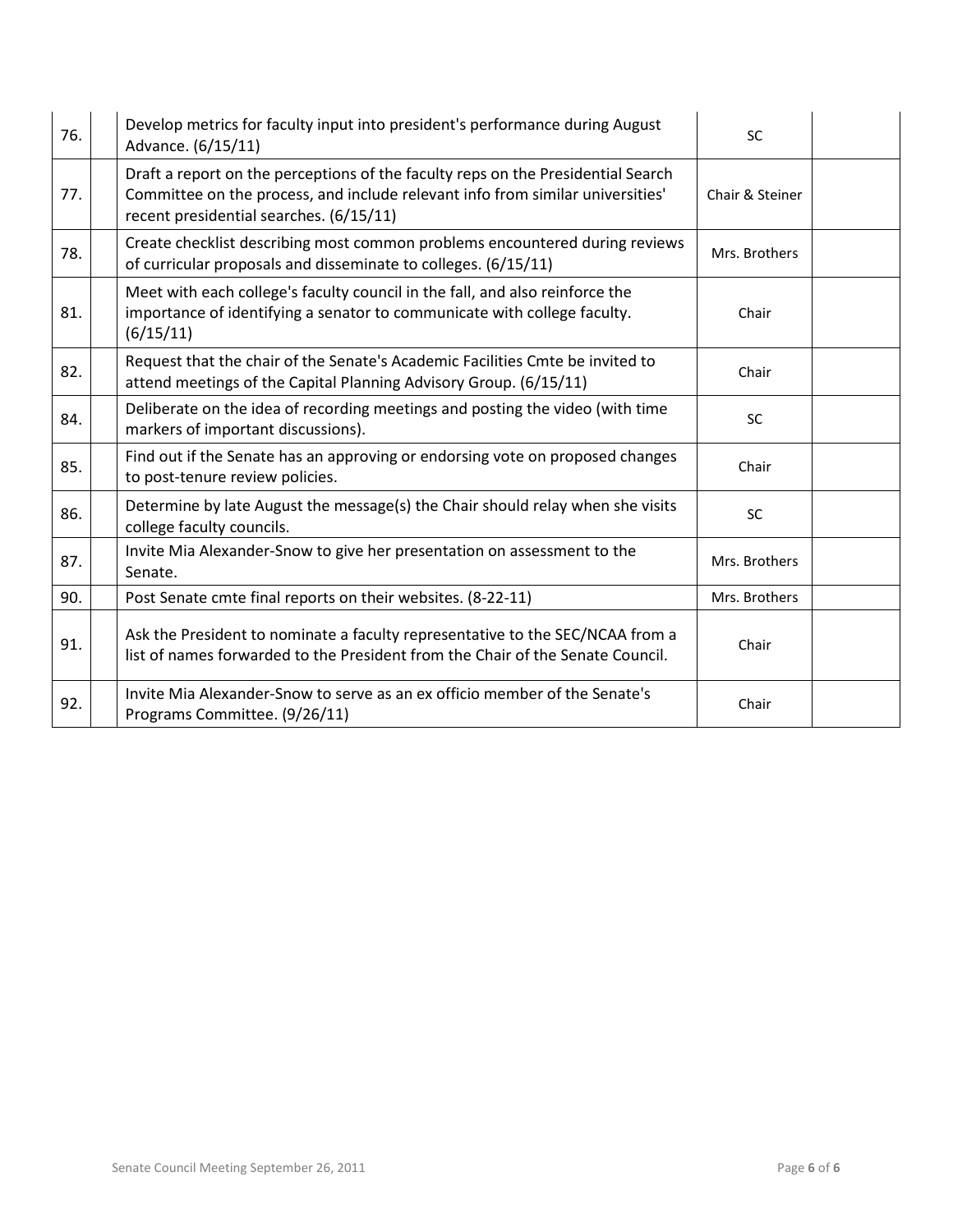| | | | | |
|---|---|---|---|---|
| 76. | | Develop metrics for faculty input into president's performance during August Advance. (6/15/11) | SC | |
| 77. | | Draft a report on the perceptions of the faculty reps on the Presidential Search Committee on the process, and include relevant info from similar universities' recent presidential searches. (6/15/11) | Chair & Steiner | |
| 78. | | Create checklist describing most common problems encountered during reviews of curricular proposals and disseminate to colleges. (6/15/11) | Mrs. Brothers | |
| 81. | | Meet with each college's faculty council in the fall, and also reinforce the importance of identifying a senator to communicate with college faculty. (6/15/11) | Chair | |
| 82. | | Request that the chair of the Senate's Academic Facilities Cmte be invited to attend meetings of the Capital Planning Advisory Group. (6/15/11) | Chair | |
| 84. | | Deliberate on the idea of recording meetings and posting the video (with time markers of important discussions). | SC | |
| 85. | | Find out if the Senate has an approving or endorsing vote on proposed changes to post-tenure review policies. | Chair | |
| 86. | | Determine by late August the message(s) the Chair should relay when she visits college faculty councils. | SC | |
| 87. | | Invite Mia Alexander-Snow to give her presentation on assessment to the Senate. | Mrs. Brothers | |
| 90. | | Post Senate cmte final reports on their websites. (8-22-11) | Mrs. Brothers | |
| 91. | | Ask the President to nominate a faculty representative to the SEC/NCAA from a list of names forwarded to the President from the Chair of the Senate Council. | Chair | |
| 92. | | Invite Mia Alexander-Snow to serve as an ex officio member of the Senate's Programs Committee. (9/26/11) | Chair | |